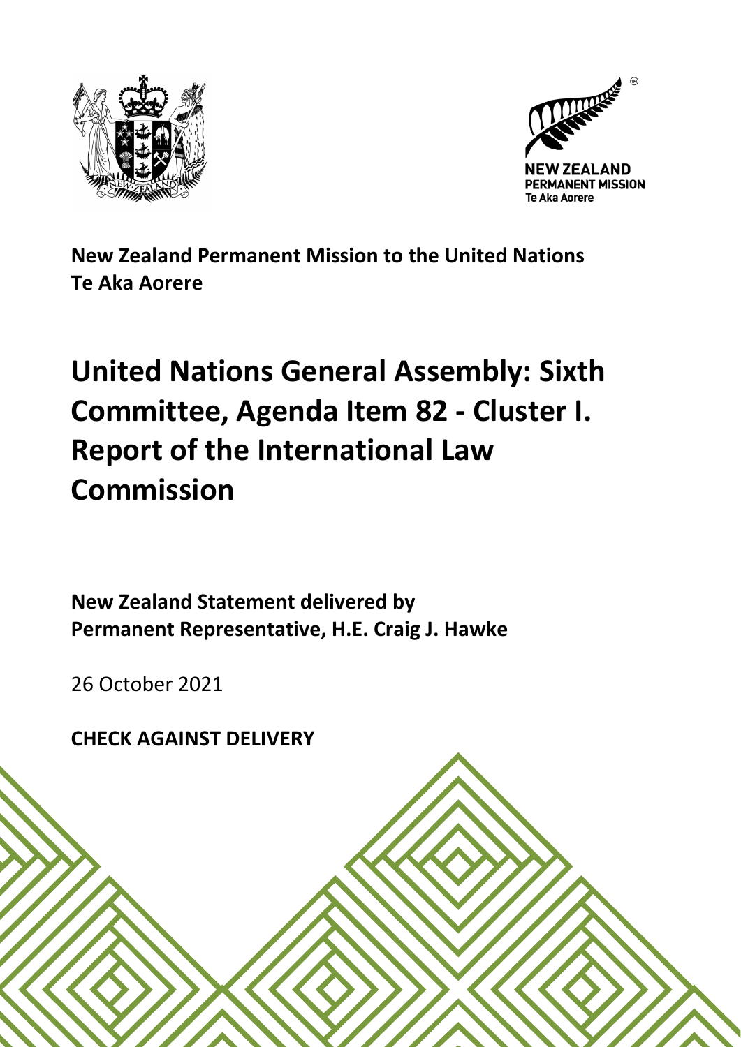**New Zealand Permanent Mission to the United Nations**
**Te Aka Aorere**

# United Nations General Assembly: Sixth Committee, Agenda Item 82 - Cluster I. Report of the International Law Commission

**New Zealand Statement delivered by**
**Permanent Representative, H.E. Craig J. Hawke**

26 October 2021

**CHECK AGAINST DELIVERY**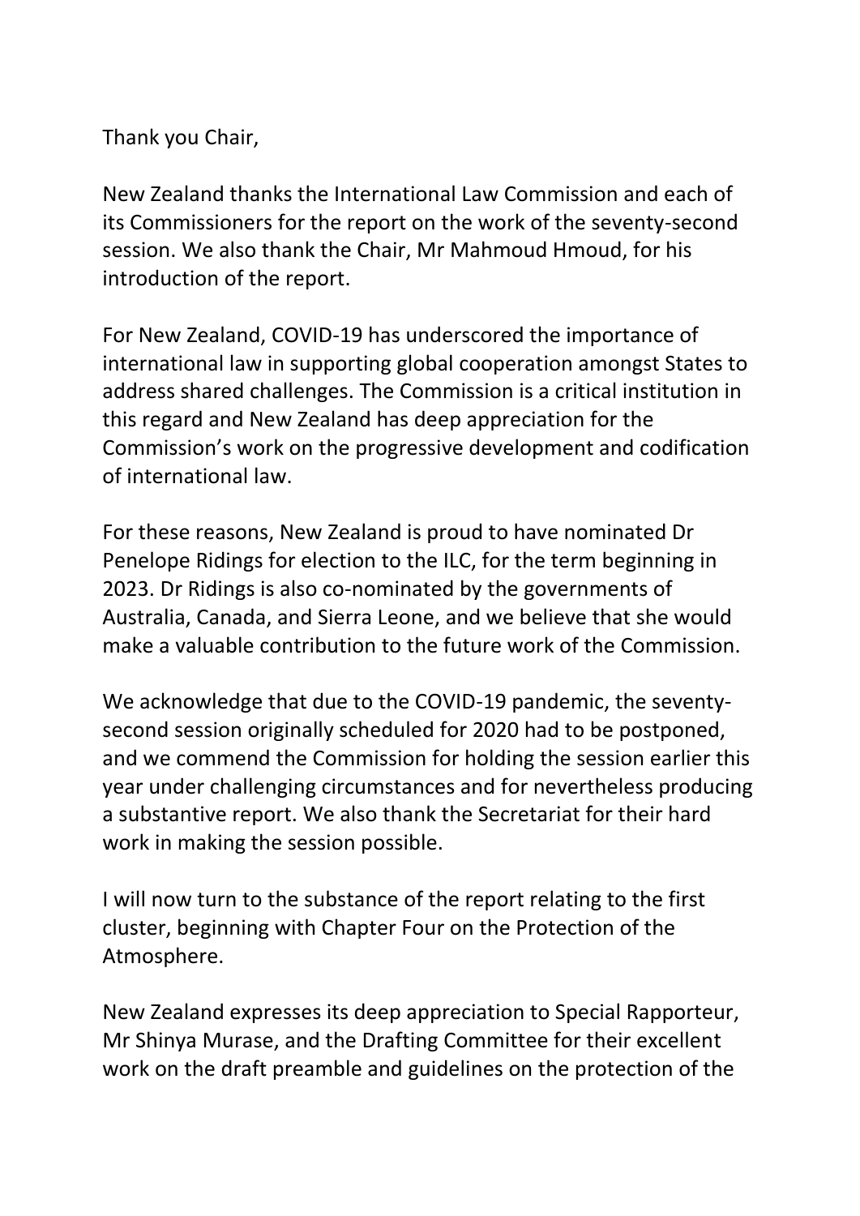Thank you Chair,

New Zealand thanks the International Law Commission and each of its Commissioners for the report on the work of the seventy-second session. We also thank the Chair, Mr Mahmoud Hmoud, for his introduction of the report.

For New Zealand, COVID-19 has underscored the importance of international law in supporting global cooperation amongst States to address shared challenges. The Commission is a critical institution in this regard and New Zealand has deep appreciation for the Commission's work on the progressive development and codification of international law.

For these reasons, New Zealand is proud to have nominated Dr Penelope Ridings for election to the ILC, for the term beginning in 2023. Dr Ridings is also co-nominated by the governments of Australia, Canada, and Sierra Leone, and we believe that she would make a valuable contribution to the future work of the Commission.

We acknowledge that due to the COVID-19 pandemic, the seventy-second session originally scheduled for 2020 had to be postponed, and we commend the Commission for holding the session earlier this year under challenging circumstances and for nevertheless producing a substantive report. We also thank the Secretariat for their hard work in making the session possible.

I will now turn to the substance of the report relating to the first cluster, beginning with Chapter Four on the Protection of the Atmosphere.

New Zealand expresses its deep appreciation to Special Rapporteur, Mr Shinya Murase, and the Drafting Committee for their excellent work on the draft preamble and guidelines on the protection of the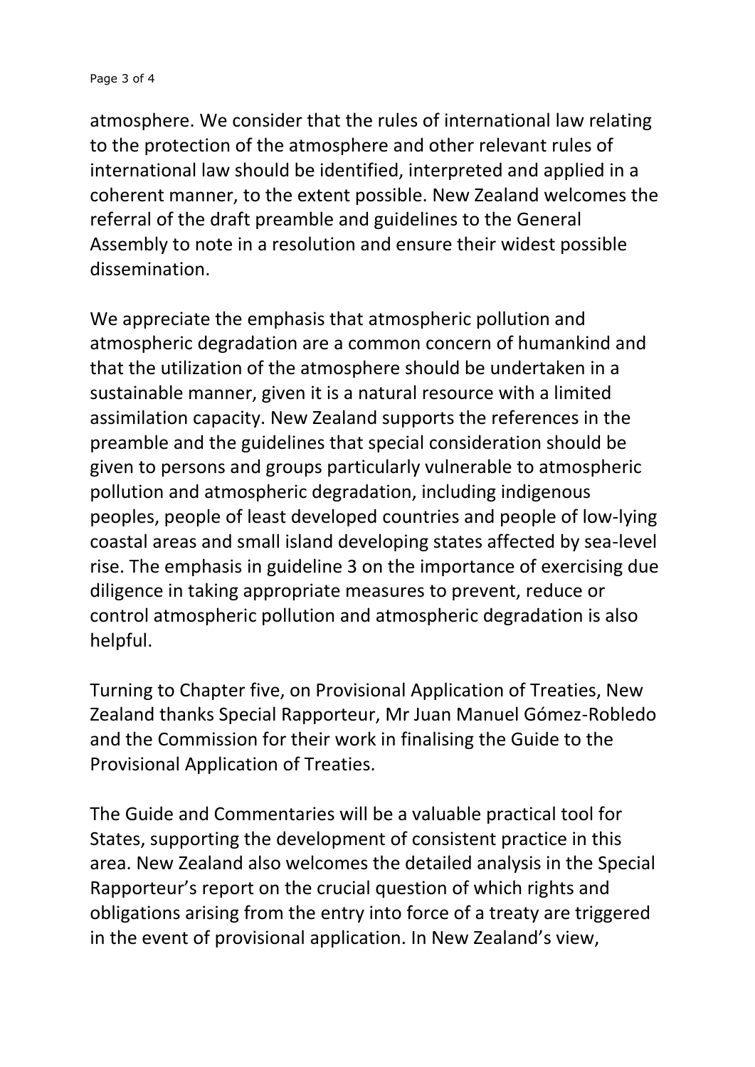atmosphere. We consider that the rules of international law relating to the protection of the atmosphere and other relevant rules of international law should be identified, interpreted and applied in a coherent manner, to the extent possible. New Zealand welcomes the referral of the draft preamble and guidelines to the General Assembly to note in a resolution and ensure their widest possible dissemination.

We appreciate the emphasis that atmospheric pollution and atmospheric degradation are a common concern of humankind and that the utilization of the atmosphere should be undertaken in a sustainable manner, given it is a natural resource with a limited assimilation capacity. New Zealand supports the references in the preamble and the guidelines that special consideration should be given to persons and groups particularly vulnerable to atmospheric pollution and atmospheric degradation, including indigenous peoples, people of least developed countries and people of low-lying coastal areas and small island developing states affected by sea-level rise. The emphasis in guideline 3 on the importance of exercising due diligence in taking appropriate measures to prevent, reduce or control atmospheric pollution and atmospheric degradation is also helpful.

Turning to Chapter five, on Provisional Application of Treaties, New Zealand thanks Special Rapporteur, Mr Juan Manuel Gómez-Robledo and the Commission for their work in finalising the Guide to the Provisional Application of Treaties.

The Guide and Commentaries will be a valuable practical tool for States, supporting the development of consistent practice in this area. New Zealand also welcomes the detailed analysis in the Special Rapporteur's report on the crucial question of which rights and obligations arising from the entry into force of a treaty are triggered in the event of provisional application. In New Zealand's view,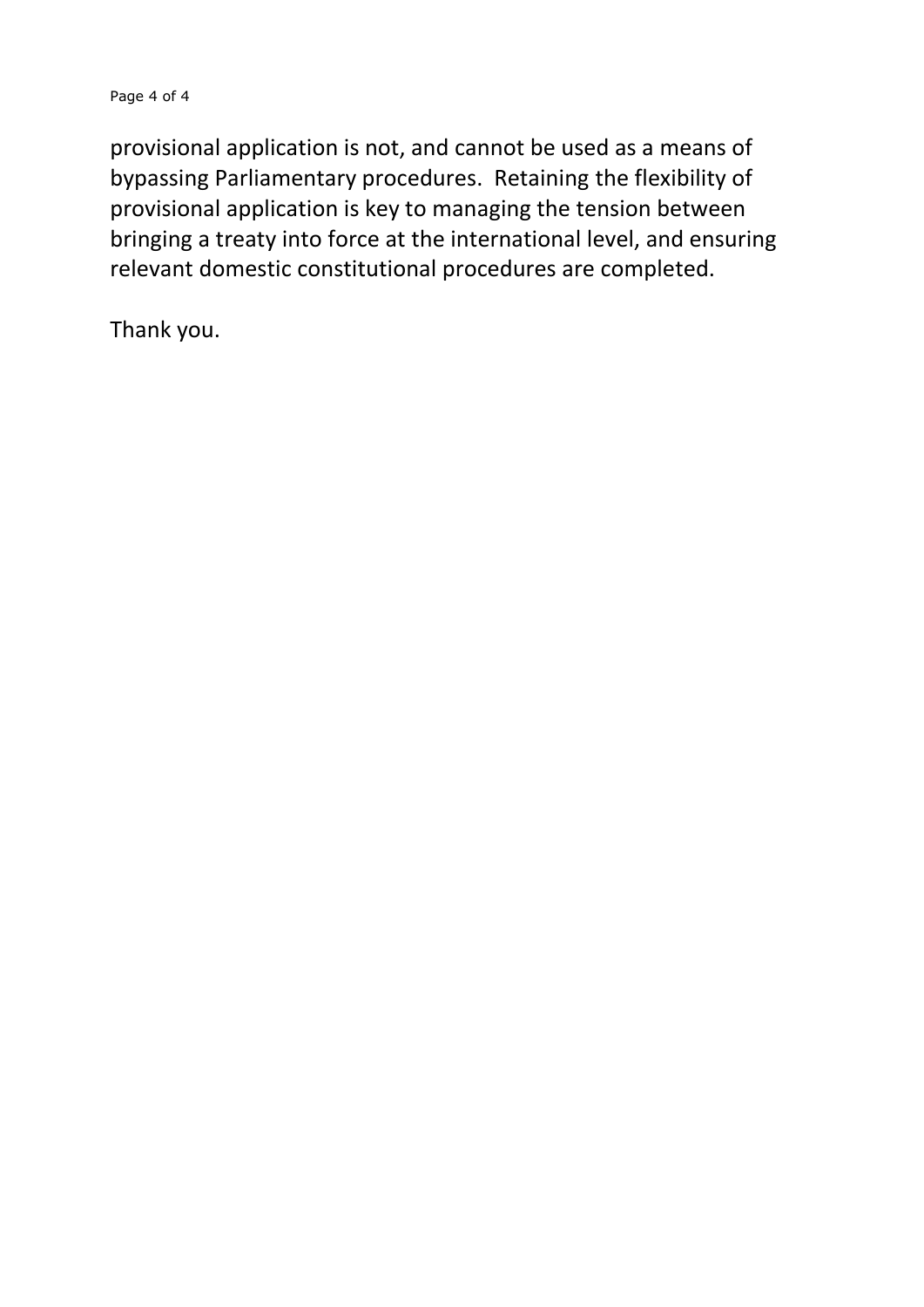provisional application is not, and cannot be used as a means of bypassing Parliamentary procedures.  Retaining the flexibility of provisional application is key to managing the tension between bringing a treaty into force at the international level, and ensuring relevant domestic constitutional procedures are completed.

Thank you.